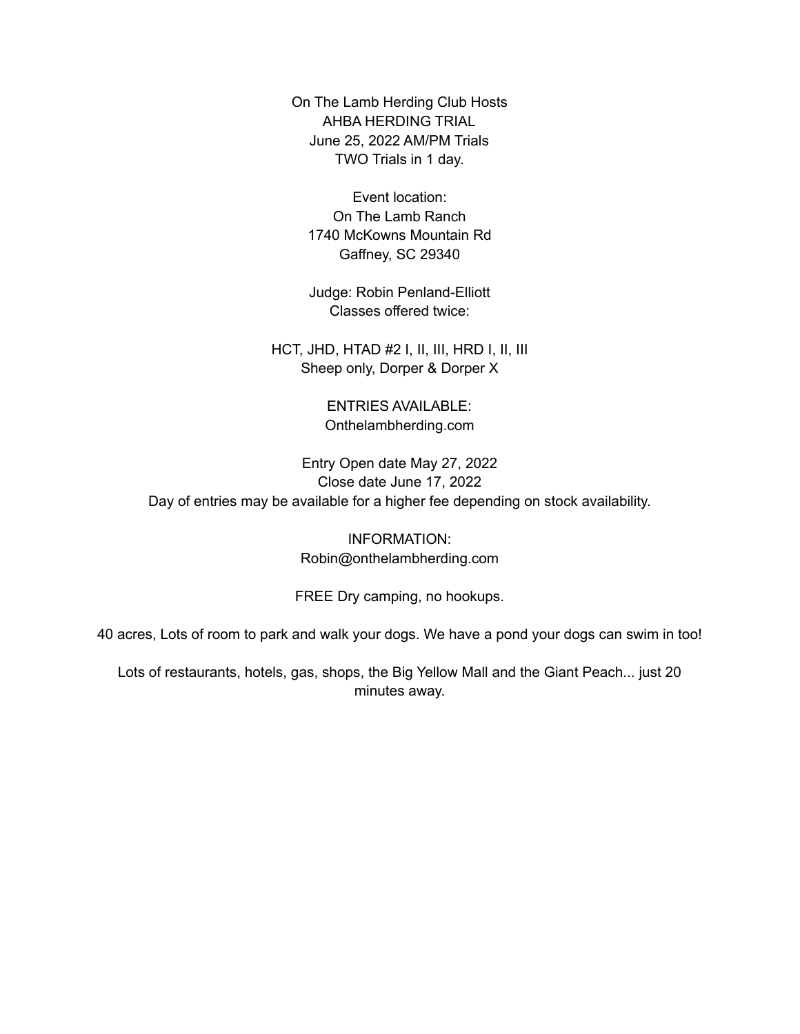On The Lamb Herding Club Hosts
AHBA HERDING TRIAL
June 25, 2022 AM/PM Trials
TWO Trials in 1 day.

Event location:
On The Lamb Ranch
1740 McKowns Mountain Rd
Gaffney, SC 29340

Judge: Robin Penland-Elliott
Classes offered twice:

HCT, JHD, HTAD #2 I, II, III, HRD I, II, III
Sheep only, Dorper & Dorper X

ENTRIES AVAILABLE:
Onthelambherding.com

Entry Open date May 27, 2022
Close date June 17, 2022
Day of entries may be available for a higher fee depending on stock availability.

INFORMATION:
Robin@onthelambherding.com

FREE Dry camping, no hookups.

40 acres, Lots of room to park and walk your dogs. We have a pond your dogs can swim in too!

Lots of restaurants, hotels, gas, shops, the Big Yellow Mall and the Giant Peach... just 20 minutes away.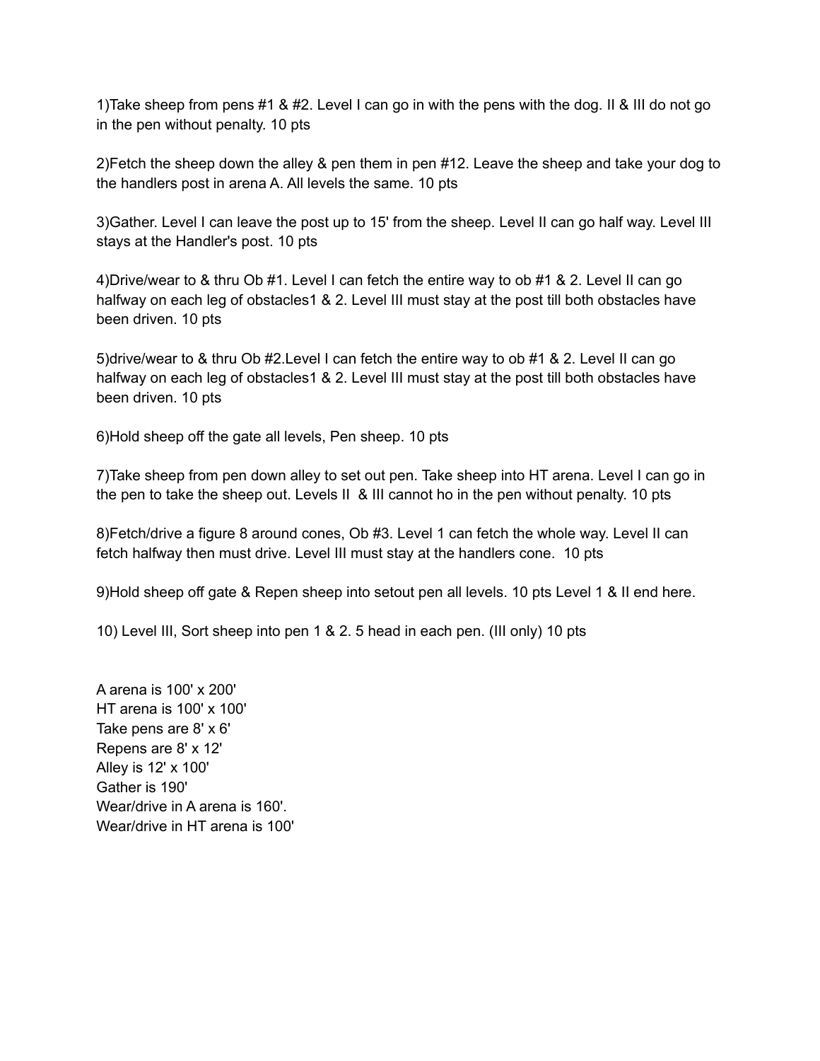1)Take sheep from pens #1 & #2. Level I can go in with the pens with the dog. II & III do not go in the pen without penalty. 10 pts

2)Fetch the sheep down the alley & pen them in pen #12. Leave the sheep and take your dog to the handlers post in arena A. All levels the same. 10 pts

3)Gather. Level I can leave the post up to 15' from the sheep. Level II can go half way. Level III stays at the Handler's post. 10 pts

4)Drive/wear to & thru Ob #1. Level I can fetch the entire way to ob #1 & 2. Level II can go halfway on each leg of obstacles1 & 2. Level III must stay at the post till both obstacles have been driven. 10 pts

5)drive/wear to & thru Ob #2.Level I can fetch the entire way to ob #1 & 2. Level II can go halfway on each leg of obstacles1 & 2. Level III must stay at the post till both obstacles have been driven. 10 pts

6)Hold sheep off the gate all levels, Pen sheep. 10 pts

7)Take sheep from pen down alley to set out pen. Take sheep into HT arena. Level I can go in the pen to take the sheep out. Levels II & III cannot ho in the pen without penalty. 10 pts

8)Fetch/drive a figure 8 around cones, Ob #3. Level 1 can fetch the whole way. Level II can fetch halfway then must drive. Level III must stay at the handlers cone. 10 pts

9)Hold sheep off gate & Repen sheep into setout pen all levels. 10 pts Level 1 & II end here.

10) Level III, Sort sheep into pen 1 & 2. 5 head in each pen. (III only) 10 pts

A arena is 100' x 200'
HT arena is 100' x 100'
Take pens are 8' x 6'
Repens are 8' x 12'
Alley is 12' x 100'
Gather is 190'
Wear/drive in A arena is 160'.
Wear/drive in HT arena is 100'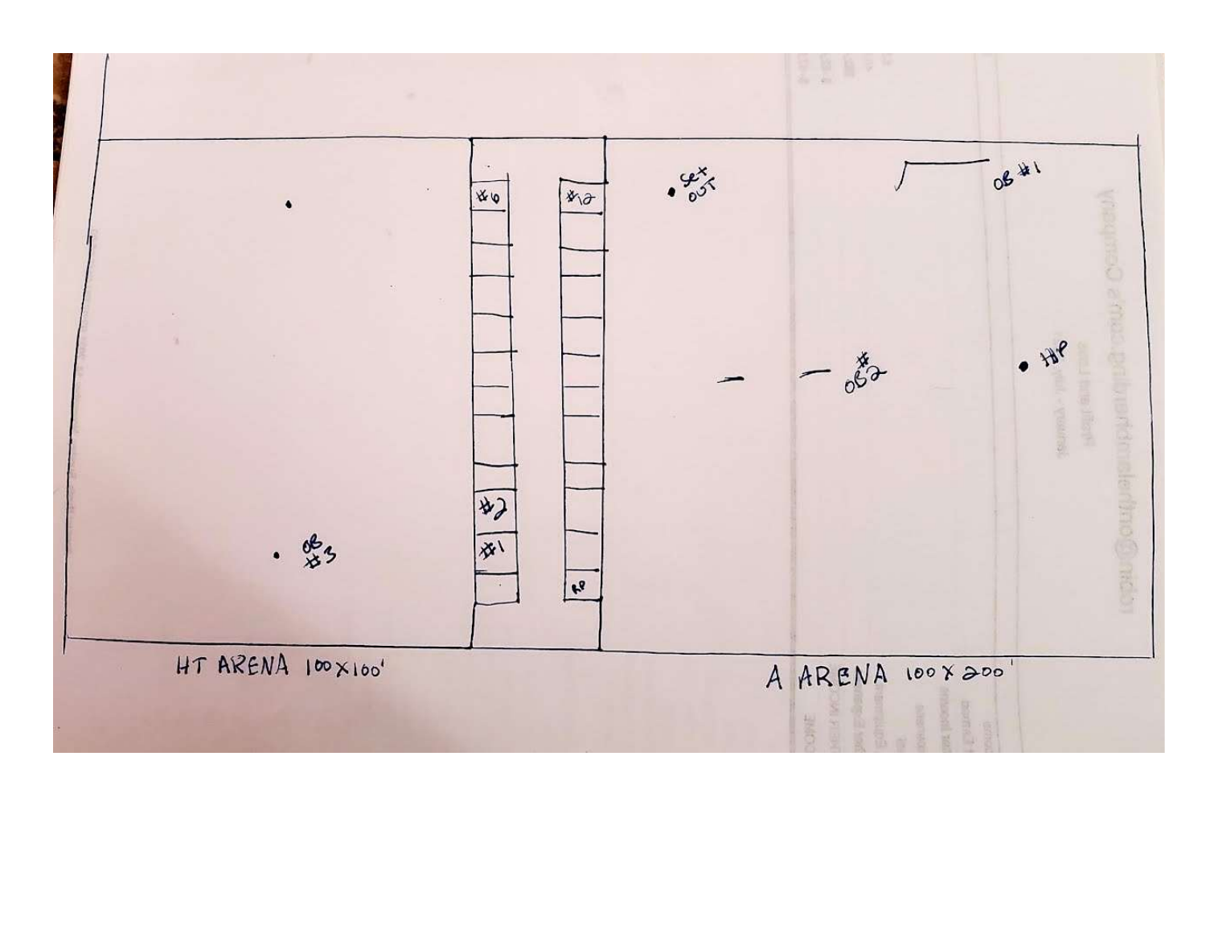#6

#12

Set OUT

OB #1

OB #2

HP

#2

#1

RP

OB #3

HT ARENA 100x100'

A ARENA 100x200'